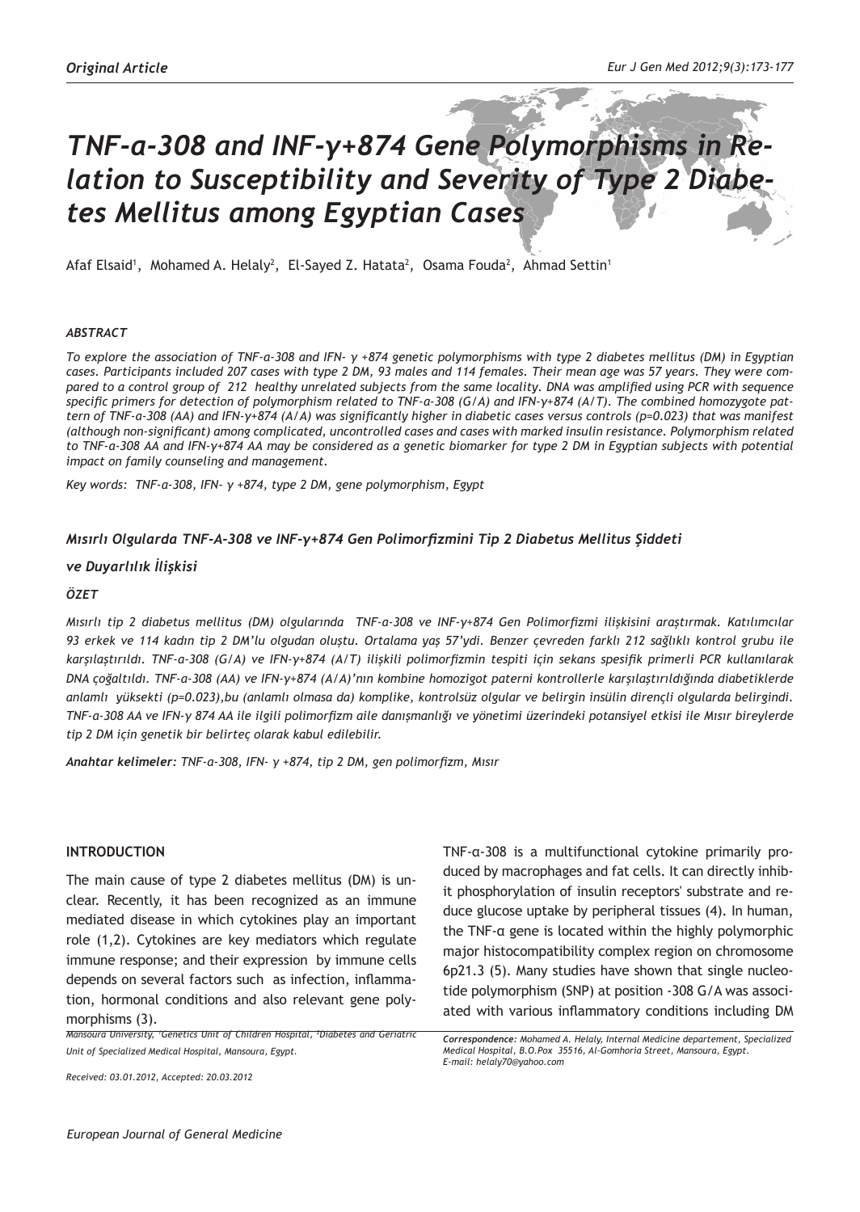Original Article

# TNF-a-308 and INF-γ+874 Gene Polymorphisms in Relation to Susceptibility and Severity of Type 2 Diabetes Mellitus among Egyptian Cases

Afaf Elsaid[1], Mohamed A. Helaly[2], El-Sayed Z. Hatata[2], Osama Fouda[2], Ahmad Settin[1]

### ABSTRACT

*To explore the association of TNF-a-308 and IFN- γ +874 genetic polymorphisms with type 2 diabetes mellitus (DM) in Egyptian cases. Participants included 207 cases with type 2 DM, 93 males and 114 females. Their mean age was 57 years. They were compared to a control group of 212 healthy unrelated subjects from the same locality. DNA was amplified using PCR with sequence specific primers for detection of polymorphism related to TNF-a-308 (G/A) and IFN-γ+874 (A/T). The combined homozygote pattern of TNF-a-308 (AA) and IFN-γ+874 (A/A) was significantly higher in diabetic cases versus controls (p=0.023) that was manifest (although non-significant) among complicated, uncontrolled cases and cases with marked insulin resistance. Polymorphism related to TNF-a-308 AA and IFN-γ+874 AA may be considered as a genetic biomarker for type 2 DM in Egyptian subjects with potential impact on family counseling and management.*

*Key words: TNF-a-308, IFN- γ +874, type 2 DM, gene polymorphism, Egypt*

### Mısırlı Olgularda TNF-A-308 ve INF-γ+874 Gen Polimorfizmini Tip 2 Diabetus Mellitus Şiddeti ve Duyarlılık İlişkisi

### ÖZET

*Mısırlı tip 2 diabetus mellitus (DM) olgularında TNF-a-308 ve INF-γ+874 Gen Polimorfizmi ilişkisini araştırmak. Katılımcılar 93 erkek ve 114 kadın tip 2 DM'lu olgudan oluştu. Ortalama yaş 57'ydi. Benzer çevreden farklı 212 sağlıklı kontrol grubu ile karşılaştırıldı. TNF-a-308 (G/A) ve IFN-γ+874 (A/T) ilişkili polimorfizmin tespiti için sekans spesifik primerli PCR kullanılarak DNA çoğaltıldı. TNF-a-308 (AA) ve IFN-γ+874 (A/A)'nın kombine homozigot paterni kontrollerle karşılaştırıldığında diabetiklerde anlamlı yüksekti (p=0.023),bu (anlamlı olmasa da) komplike, kontrolsüz olgular ve belirgin insülin dirençli olgularda belirgindi. TNF-a-308 AA ve IFN-γ 874 AA ile ilgili polimorfizm aile danışmanlığı ve yönetimi üzerindeki potansiyel etkisi ile Mısır bireylerde tip 2 DM için genetik bir belirteç olarak kabul edilebilir.*

***Anahtar kelimeler**: TNF-a-308, IFN- γ +874, tip 2 DM, gen polimorfizm, Mısır*

## INTRODUCTION

The main cause of type 2 diabetes mellitus (DM) is unclear. Recently, it has been recognized as an immune mediated disease in which cytokines play an important role (1,2). Cytokines are key mediators which regulate immune response; and their expression by immune cells depends on several factors such as infection, inflammation, hormonal conditions and also relevant gene polymorphisms (3).

TNF-α-308 is a multifunctional cytokine primarily produced by macrophages and fat cells. It can directly inhibit phosphorylation of insulin receptors' substrate and reduce glucose uptake by peripheral tissues (4). In human, the TNF-α gene is located within the highly polymorphic major histocompatibility complex region on chromosome 6p21.3 (5). Many studies have shown that single nucleotide polymorphism (SNP) at position -308 G/A was associated with various inflammatory conditions including DM

Mansoura University, [1]Genetics Unit of Children Hospital, [2]Diabetes and Geriatric Unit of Specialized Medical Hospital, Mansoura, Egypt.

Received: 03.01.2012, Accepted: 20.03.2012

*Correspondence: Mohamed A. Helaly, Internal Medicine departement, Specialized Medical Hospital, B.O.Pox 35516, Al-Gomhoria Street, Mansoura, Egypt.*
*E-mail: helaly70@yahoo.com*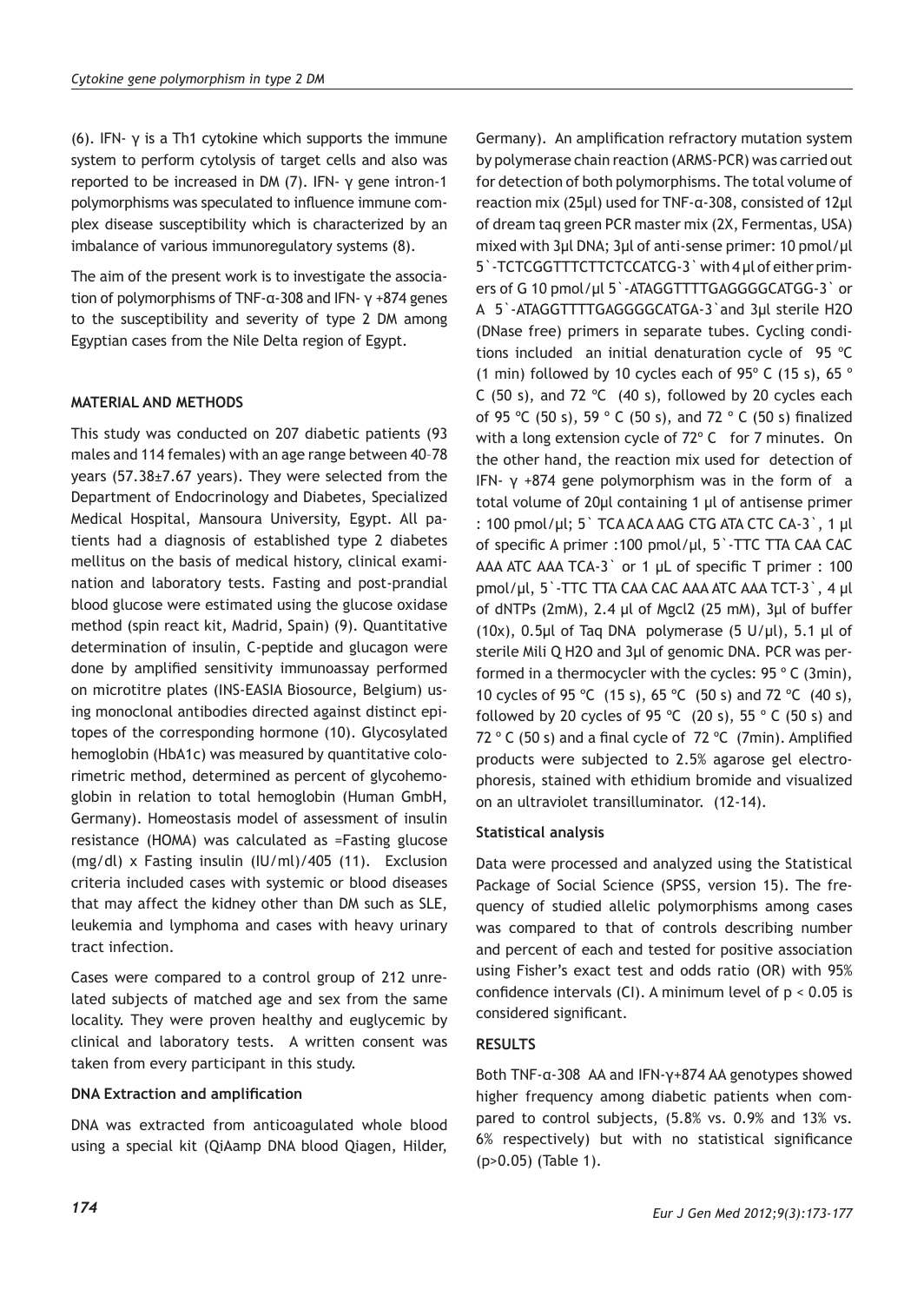(6). IFN- γ is a Th1 cytokine which supports the immune system to perform cytolysis of target cells and also was reported to be increased in DM (7). IFN- γ gene intron-1 polymorphisms was speculated to influence immune complex disease susceptibility which is characterized by an imbalance of various immunoregulatory systems (8).

The aim of the present work is to investigate the association of polymorphisms of TNF-α-308 and IFN- γ +874 genes to the susceptibility and severity of type 2 DM among Egyptian cases from the Nile Delta region of Egypt.

## MATERIAL AND METHODS

This study was conducted on 207 diabetic patients (93 males and 114 females) with an age range between 40–78 years (57.38±7.67 years). They were selected from the Department of Endocrinology and Diabetes, Specialized Medical Hospital, Mansoura University, Egypt. All patients had a diagnosis of established type 2 diabetes mellitus on the basis of medical history, clinical examination and laboratory tests. Fasting and post-prandial blood glucose were estimated using the glucose oxidase method (spin react kit, Madrid, Spain) (9). Quantitative determination of insulin, C-peptide and glucagon were done by amplified sensitivity immunoassay performed on microtitre plates (INS-EASIA Biosource, Belgium) using monoclonal antibodies directed against distinct epitopes of the corresponding hormone (10). Glycosylated hemoglobin (HbA1c) was measured by quantitative colorimetric method, determined as percent of glycohemoglobin in relation to total hemoglobin (Human GmbH, Germany). Homeostasis model of assessment of insulin resistance (HOMA) was calculated as =Fasting glucose (mg/dl) x Fasting insulin (IU/ml)/405 (11). Exclusion criteria included cases with systemic or blood diseases that may affect the kidney other than DM such as SLE, leukemia and lymphoma and cases with heavy urinary tract infection.

Cases were compared to a control group of 212 unrelated subjects of matched age and sex from the same locality. They were proven healthy and euglycemic by clinical and laboratory tests. A written consent was taken from every participant in this study.

### DNA Extraction and amplification

DNA was extracted from anticoagulated whole blood using a special kit (QiAamp DNA blood Qiagen, Hilder, Germany). An amplification refractory mutation system by polymerase chain reaction (ARMS-PCR) was carried out for detection of both polymorphisms. The total volume of reaction mix (25μl) used for TNF-α-308, consisted of 12μl of dream taq green PCR master mix (2X, Fermentas, USA) mixed with 3μl DNA; 3μl of anti-sense primer: 10 pmol/μl 5`-TCTCGGTTTCTTCTCCATCG-3` with 4 μl of either primers of G 10 pmol/μl 5`-ATAGGTTTTGAGGGGCATGG-3` or A 5`-ATAGGTTTTGAGGGGCATGA-3`and 3μl sterile H2O (DNase free) primers in separate tubes. Cycling conditions included an initial denaturation cycle of 95 ºC (1 min) followed by 10 cycles each of 95º C (15 s), 65 º C (50 s), and 72 ºC (40 s), followed by 20 cycles each of 95 ºC (50 s), 59 º C (50 s), and 72 º C (50 s) finalized with a long extension cycle of 72º C for 7 minutes. On the other hand, the reaction mix used for detection of IFN- γ +874 gene polymorphism was in the form of a total volume of 20μl containing 1 μl of antisense primer : 100 pmol/μl; 5` TCA ACA AAG CTG ATA CTC CA-3`, 1 μl of specific A primer :100 pmol/μl, 5`-TTC TTA CAA CAC AAA ATC AAA TCA-3` or 1 μL of specific T primer : 100 pmol/μl, 5`-TTC TTA CAA CAC AAA ATC AAA TCT-3`, 4 μl of dNTPs (2mM), 2.4 μl of Mgcl2 (25 mM), 3μl of buffer (10x), 0.5μl of Taq DNA polymerase (5 U/μl), 5.1 μl of sterile Mili Q H2O and 3μl of genomic DNA. PCR was performed in a thermocycler with the cycles: 95 º C (3min), 10 cycles of 95 ºC (15 s), 65 ºC (50 s) and 72 ºC (40 s), followed by 20 cycles of 95 ºC (20 s), 55 º C (50 s) and 72 º C (50 s) and a final cycle of 72 ºC (7min). Amplified products were subjected to 2.5% agarose gel electrophoresis, stained with ethidium bromide and visualized on an ultraviolet transilluminator. (12-14).

### Statistical analysis

Data were processed and analyzed using the Statistical Package of Social Science (SPSS, version 15). The frequency of studied allelic polymorphisms among cases was compared to that of controls describing number and percent of each and tested for positive association using Fisher's exact test and odds ratio (OR) with 95% confidence intervals (CI). A minimum level of $p < 0.05$ is considered significant.

## RESULTS

Both TNF-α-308 AA and IFN-γ+874 AA genotypes showed higher frequency among diabetic patients when compared to control subjects, (5.8% vs. 0.9% and 13% vs. 6% respectively) but with no statistical significance ($p>0.05$) (Table 1).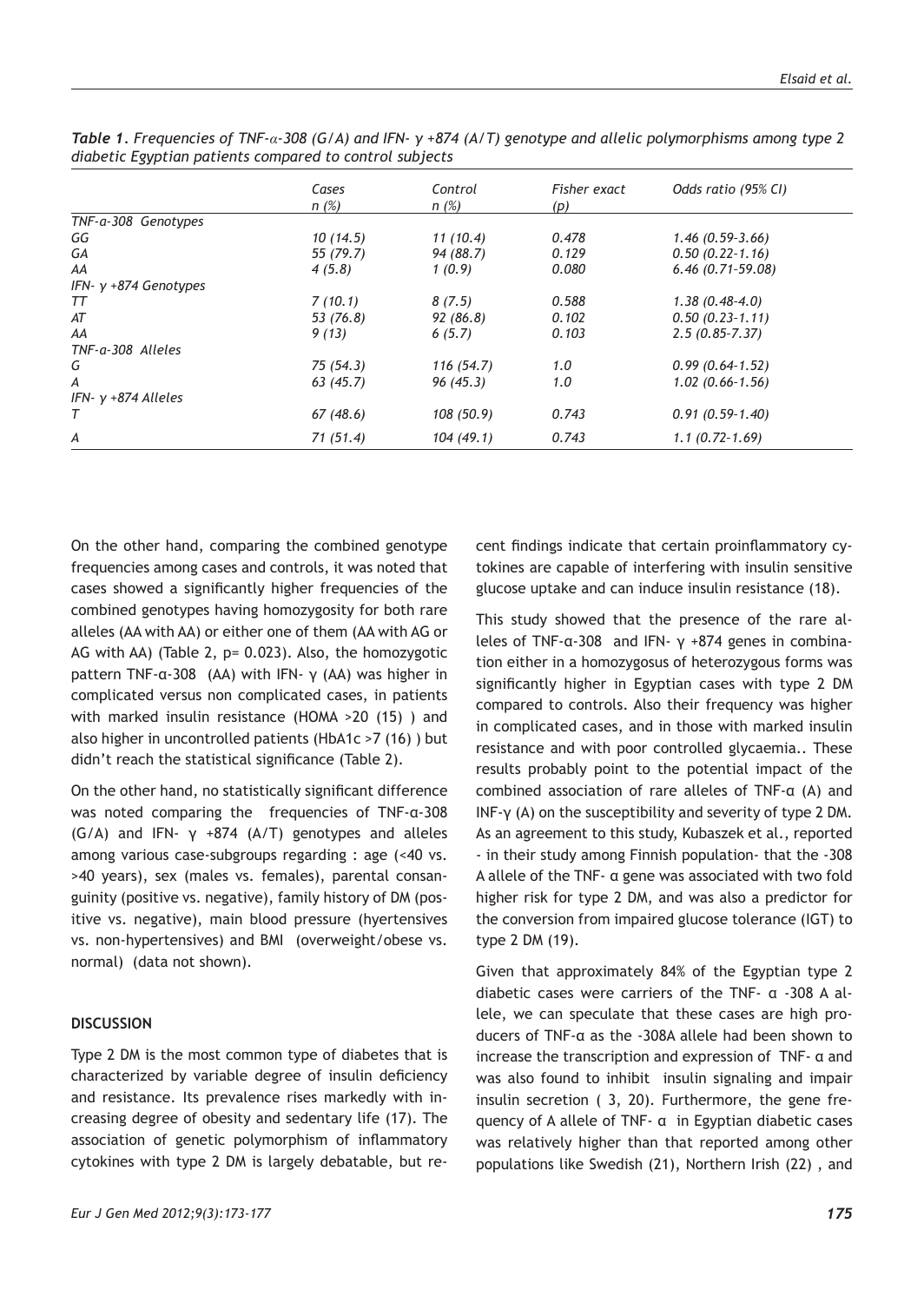*Table 1. Frequencies of TNF-α-308 (G/A) and IFN- γ +874 (A/T) genotype and allelic polymorphisms among type 2 diabetic Egyptian patients compared to control subjects*

| | Cases n (%) | Control n (%) | Fisher exact (p) | Odds ratio (95% CI) |
|---|---|---|---|---|
| TNF-a-308 Genotypes | | | | |
| GG | 10 (14.5) | 11 (10.4) | 0.478 | 1.46 (0.59-3.66) |
| GA | 55 (79.7) | 94 (88.7) | 0.129 | 0.50 (0.22-1.16) |
| AA | 4 (5.8) | 1 (0.9) | 0.080 | 6.46 (0.71-59.08) |
| IFN- γ +874 Genotypes | | | | |
| TT | 7 (10.1) | 8 (7.5) | 0.588 | 1.38 (0.48-4.0) |
| AT | 53 (76.8) | 92 (86.8) | 0.102 | 0.50 (0.23-1.11) |
| AA | 9 (13) | 6 (5.7) | 0.103 | 2.5 (0.85-7.37) |
| TNF-a-308 Alleles | | | | |
| G | 75 (54.3) | 116 (54.7) | 1.0 | 0.99 (0.64-1.52) |
| A | 63 (45.7) | 96 (45.3) | 1.0 | 1.02 (0.66-1.56) |
| IFN- γ +874 Alleles | | | | |
| T | 67 (48.6) | 108 (50.9) | 0.743 | 0.91 (0.59-1.40) |
| A | 71 (51.4) | 104 (49.1) | 0.743 | 1.1 (0.72-1.69) |

On the other hand, comparing the combined genotype frequencies among cases and controls, it was noted that cases showed a significantly higher frequencies of the combined genotypes having homozygosity for both rare alleles (AA with AA) or either one of them (AA with AG or AG with AA) (Table 2, p= 0.023). Also, the homozygotic pattern TNF-α-308 (AA) with IFN- γ (AA) was higher in complicated versus non complicated cases, in patients with marked insulin resistance (HOMA >20 (15) ) and also higher in uncontrolled patients (HbA1c >7 (16) ) but didn't reach the statistical significance (Table 2).

On the other hand, no statistically significant difference was noted comparing the frequencies of TNF-α-308 (G/A) and IFN- γ +874 (A/T) genotypes and alleles among various case-subgroups regarding : age (<40 vs. >40 years), sex (males vs. females), parental consanguinity (positive vs. negative), family history of DM (positive vs. negative), main blood pressure (hyertensives vs. non-hypertensives) and BMI (overweight/obese vs. normal) (data not shown).

## DISCUSSION

Type 2 DM is the most common type of diabetes that is characterized by variable degree of insulin deficiency and resistance. Its prevalence rises markedly with increasing degree of obesity and sedentary life (17). The association of genetic polymorphism of inflammatory cytokines with type 2 DM is largely debatable, but recent findings indicate that certain proinflammatory cytokines are capable of interfering with insulin sensitive glucose uptake and can induce insulin resistance (18).

This study showed that the presence of the rare alleles of TNF-α-308 and IFN- γ +874 genes in combination either in a homozygosus of heterozygous forms was significantly higher in Egyptian cases with type 2 DM compared to controls. Also their frequency was higher in complicated cases, and in those with marked insulin resistance and with poor controlled glycaemia.. These results probably point to the potential impact of the combined association of rare alleles of TNF-α (A) and INF-γ (A) on the susceptibility and severity of type 2 DM. As an agreement to this study, Kubaszek et al., reported - in their study among Finnish population- that the -308 A allele of the TNF- α gene was associated with two fold higher risk for type 2 DM, and was also a predictor for the conversion from impaired glucose tolerance (IGT) to type 2 DM (19).

Given that approximately 84% of the Egyptian type 2 diabetic cases were carriers of the TNF- α -308 A allele, we can speculate that these cases are high producers of TNF-α as the -308A allele had been shown to increase the transcription and expression of TNF- α and was also found to inhibit insulin signaling and impair insulin secretion ( 3, 20). Furthermore, the gene frequency of A allele of TNF- α in Egyptian diabetic cases was relatively higher than that reported among other populations like Swedish (21), Northern Irish (22) , and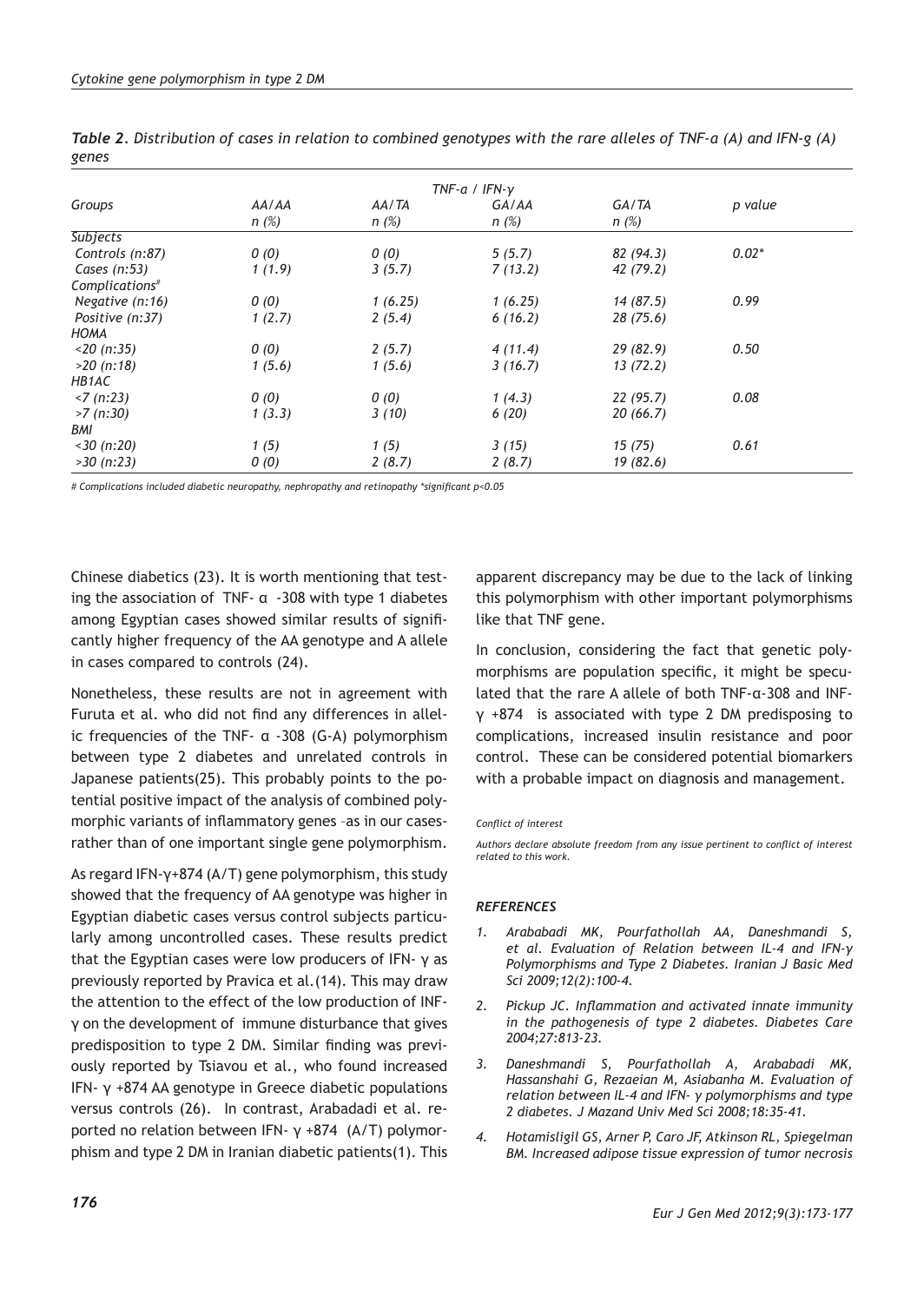*Table 2. Distribution of cases in relation to combined genotypes with the rare alleles of TNF-a (A) and IFN-g (A) genes*

| Groups | TNF-α / IFN-γ | | | | p value |
|---|---|---|---|---|---|
| | AA/AA n (%) | AA/TA n (%) | GA/AA n (%) | GA/TA n (%) | |
| **Subjects** | | | | | |
| Controls (n:87) | 0 (0) | 0 (0) | 5 (5.7) | 82 (94.3) | 0.02* |
| Cases (n:53) | 1 (1.9) | 3 (5.7) | 7 (13.2) | 42 (79.2) | |
| **Complications#** | | | | | |
| Negative (n:16) | 0 (0) | 1 (6.25) | 1 (6.25) | 14 (87.5) | 0.99 |
| Positive (n:37) | 1 (2.7) | 2 (5.4) | 6 (16.2) | 28 (75.6) | |
| **HOMA** | | | | | |
| <20 (n:35) | 0 (0) | 2 (5.7) | 4 (11.4) | 29 (82.9) | 0.50 |
| >20 (n:18) | 1 (5.6) | 1 (5.6) | 3 (16.7) | 13 (72.2) | |
| **HB1AC** | | | | | |
| <7 (n:23) | 0 (0) | 0 (0) | 1 (4.3) | 22 (95.7) | 0.08 |
| >7 (n:30) | 1 (3.3) | 3 (10) | 6 (20) | 20 (66.7) | |
| **BMI** | | | | | |
| <30 (n:20) | 1 (5) | 1 (5) | 3 (15) | 15 (75) | 0.61 |
| >30 (n:23) | 0 (0) | 2 (8.7) | 2 (8.7) | 19 (82.6) | |

*# Complications included diabetic neuropathy, nephropathy and retinopathy \*significant p<0.05*

Chinese diabetics (23). It is worth mentioning that testing the association of TNF- α -308 with type 1 diabetes among Egyptian cases showed similar results of significantly higher frequency of the AA genotype and A allele in cases compared to controls (24).

Nonetheless, these results are not in agreement with Furuta et al. who did not find any differences in allelic frequencies of the TNF- α -308 (G-A) polymorphism between type 2 diabetes and unrelated controls in Japanese patients(25). This probably points to the potential positive impact of the analysis of combined polymorphic variants of inflammatory genes –as in our cases- rather than of one important single gene polymorphism.

As regard IFN-γ+874 (A/T) gene polymorphism, this study showed that the frequency of AA genotype was higher in Egyptian diabetic cases versus control subjects particularly among uncontrolled cases. These results predict that the Egyptian cases were low producers of IFN- γ as previously reported by Pravica et al.(14). This may draw the attention to the effect of the low production of INF-γ on the development of immune disturbance that gives predisposition to type 2 DM. Similar finding was previously reported by Tsiavou et al., who found increased IFN- γ +874 AA genotype in Greece diabetic populations versus controls (26). In contrast, Arabadadi et al. reported no relation between IFN- γ +874 (A/T) polymorphism and type 2 DM in Iranian diabetic patients(1). This apparent discrepancy may be due to the lack of linking this polymorphism with other important polymorphisms like that TNF gene.

In conclusion, considering the fact that genetic polymorphisms are population specific, it might be speculated that the rare A allele of both TNF-α-308 and INF-γ +874 is associated with type 2 DM predisposing to complications, increased insulin resistance and poor control. These can be considered potential biomarkers with a probable impact on diagnosis and management.

*Conflict of interest*

*Authors declare absolute freedom from any issue pertinent to conflict of interest related to this work.*

## REFERENCES

1. Arababadi MK, Pourfathollah AA, Daneshmandi S, et al. Evaluation of Relation between IL-4 and IFN-γ Polymorphisms and Type 2 Diabetes. Iranian J Basic Med Sci 2009;12(2):100-4.
2. Pickup JC. Inflammation and activated innate immunity in the pathogenesis of type 2 diabetes. Diabetes Care 2004;27:813-23.
3. Daneshmandi S, Pourfathollah A, Arababadi MK, Hassanshahi G, Rezaeian M, Asiabanha M. Evaluation of relation between IL-4 and IFN- γ polymorphisms and type 2 diabetes. J Mazand Univ Med Sci 2008;18:35-41.
4. Hotamisligil GS, Arner P, Caro JF, Atkinson RL, Spiegelman BM. Increased adipose tissue expression of tumor necrosis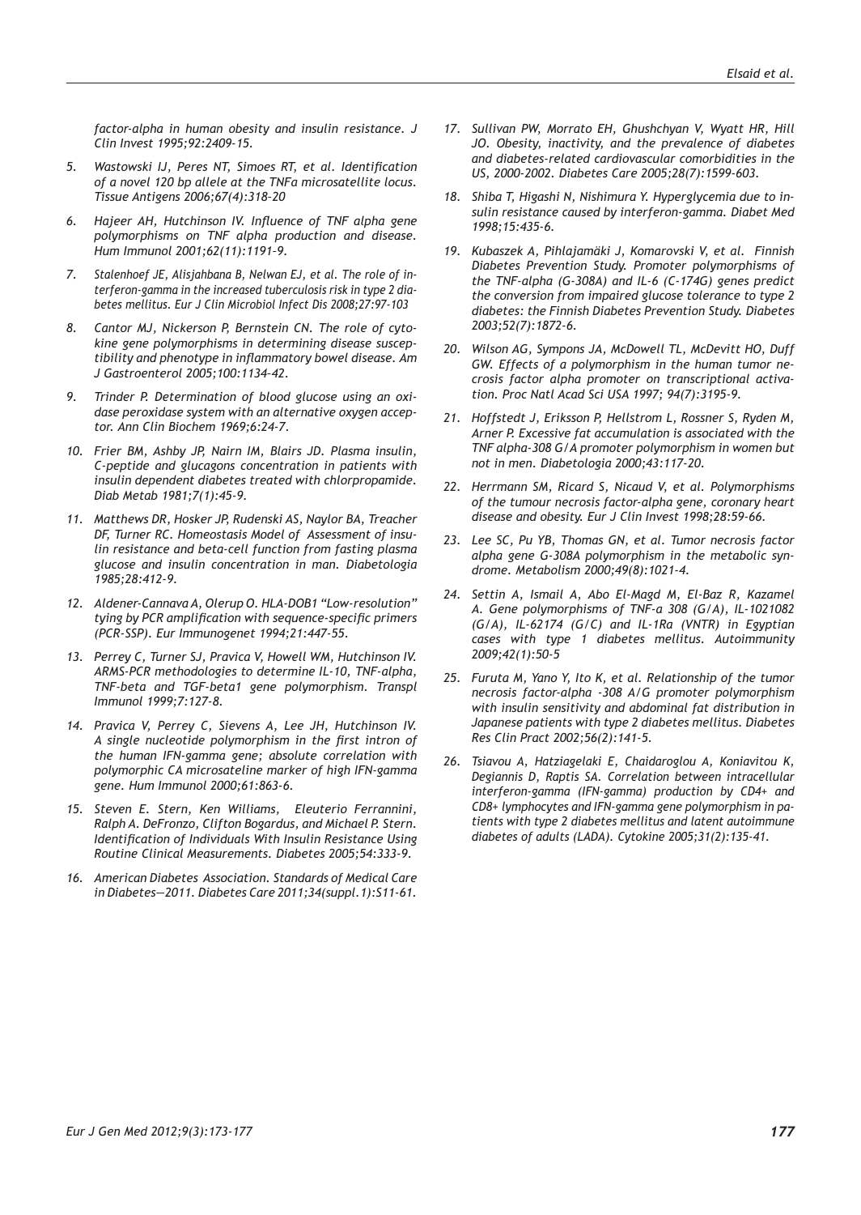*factor-alpha in human obesity and insulin resistance. J Clin Invest 1995;92:2409-15.*

5. *Wastowski IJ, Peres NT, Simoes RT, et al. Identification of a novel 120 bp allele at the TNFa microsatellite locus. Tissue Antigens 2006;67(4):318-20*
6. *Hajeer AH, Hutchinson IV. Influence of TNF alpha gene polymorphisms on TNF alpha production and disease. Hum Immunol 2001;62(11):1191-9.*
7. *Stalenhoef JE, Alisjahbana B, Nelwan EJ, et al. The role of interferon-gamma in the increased tuberculosis risk in type 2 diabetes mellitus. Eur J Clin Microbiol Infect Dis 2008;27:97-103*
8. *Cantor MJ, Nickerson P, Bernstein CN. The role of cytokine gene polymorphisms in determining disease susceptibility and phenotype in inflammatory bowel disease. Am J Gastroenterol 2005;100:1134-42.*
9. *Trinder P. Determination of blood glucose using an oxidase peroxidase system with an alternative oxygen acceptor. Ann Clin Biochem 1969;6:24-7.*
10. *Frier BM, Ashby JP, Nairn IM, Blairs JD. Plasma insulin, C-peptide and glucagons concentration in patients with insulin dependent diabetes treated with chlorpropamide. Diab Metab 1981;7(1):45-9.*
11. *Matthews DR, Hosker JP, Rudenski AS, Naylor BA, Treacher DF, Turner RC. Homeostasis Model of Assessment of insulin resistance and beta-cell function from fasting plasma glucose and insulin concentration in man. Diabetologia 1985;28:412-9.*
12. *Aldener-Cannava A, Olerup O. HLA-DOB1 "Low-resolution" tying by PCR amplification with sequence-specific primers (PCR-SSP). Eur Immunogenet 1994;21:447-55.*
13. *Perrey C, Turner SJ, Pravica V, Howell WM, Hutchinson IV. ARMS-PCR methodologies to determine IL-10, TNF-alpha, TNF-beta and TGF-beta1 gene polymorphism. Transpl Immunol 1999;7:127-8.*
14. *Pravica V, Perrey C, Sievens A, Lee JH, Hutchinson IV. A single nucleotide polymorphism in the first intron of the human IFN-gamma gene; absolute correlation with polymorphic CA microsateline marker of high IFN-gamma gene. Hum Immunol 2000;61:863-6.*
15. *Steven E. Stern, Ken Williams, Eleuterio Ferrannini, Ralph A. DeFronzo, Clifton Bogardus, and Michael P. Stern. Identification of Individuals With Insulin Resistance Using Routine Clinical Measurements. Diabetes 2005;54:333-9.*
16. *American Diabetes Association. Standards of Medical Care in Diabetes—2011. Diabetes Care 2011;34(suppl.1):S11-61.*
17. *Sullivan PW, Morrato EH, Ghushchyan V, Wyatt HR, Hill JO. Obesity, inactivity, and the prevalence of diabetes and diabetes-related cardiovascular comorbidities in the US, 2000-2002. Diabetes Care 2005;28(7):1599-603.*
18. *Shiba T, Higashi N, Nishimura Y. Hyperglycemia due to insulin resistance caused by interferon-gamma. Diabet Med 1998;15:435-6.*
19. *Kubaszek A, Pihlajamäki J, Komarovski V, et al. Finnish Diabetes Prevention Study. Promoter polymorphisms of the TNF-alpha (G-308A) and IL-6 (C-174G) genes predict the conversion from impaired glucose tolerance to type 2 diabetes: the Finnish Diabetes Prevention Study. Diabetes 2003;52(7):1872-6.*
20. *Wilson AG, Sympons JA, McDowell TL, McDevitt HO, Duff GW. Effects of a polymorphism in the human tumor necrosis factor alpha promoter on transcriptional activation. Proc Natl Acad Sci USA 1997; 94(7):3195-9.*
21. *Hoffstedt J, Eriksson P, Hellstrom L, Rossner S, Ryden M, Arner P. Excessive fat accumulation is associated with the TNF alpha-308 G/A promoter polymorphism in women but not in men. Diabetologia 2000;43:117-20.*
22. *Herrmann SM, Ricard S, Nicaud V, et al. Polymorphisms of the tumour necrosis factor-alpha gene, coronary heart disease and obesity. Eur J Clin Invest 1998;28:59-66.*
23. *Lee SC, Pu YB, Thomas GN, et al. Tumor necrosis factor alpha gene G-308A polymorphism in the metabolic syndrome. Metabolism 2000;49(8):1021-4.*
24. *Settin A, Ismail A, Abo El-Magd M, El-Baz R, Kazamel A. Gene polymorphisms of TNF-a 308 (G/A), IL-1021082 (G/A), IL-62174 (G/C) and IL-1Ra (VNTR) in Egyptian cases with type 1 diabetes mellitus. Autoimmunity 2009;42(1):50-5*
25. *Furuta M, Yano Y, Ito K, et al. Relationship of the tumor necrosis factor-alpha -308 A/G promoter polymorphism with insulin sensitivity and abdominal fat distribution in Japanese patients with type 2 diabetes mellitus. Diabetes Res Clin Pract 2002;56(2):141-5.*
26. *Tsiavou A, Hatziagelaki E, Chaidaroglou A, Koniavitou K, Degiannis D, Raptis SA. Correlation between intracellular interferon-gamma (IFN-gamma) production by CD4+ and CD8+ lymphocytes and IFN-gamma gene polymorphism in patients with type 2 diabetes mellitus and latent autoimmune diabetes of adults (LADA). Cytokine 2005;31(2):135-41.*